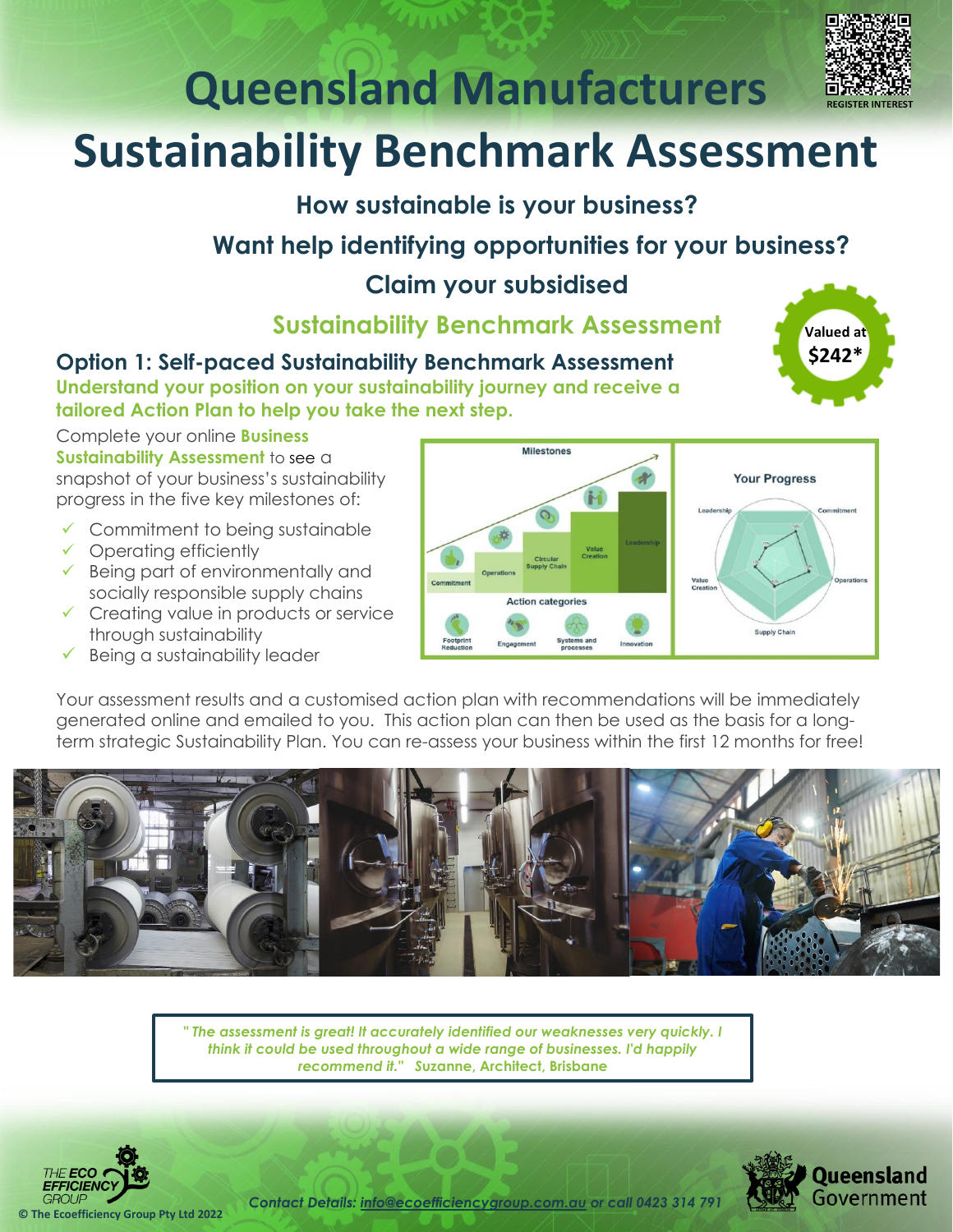# Queensland Manufacturers

# Sustainability Benchmark Assessment

REGISTER INTEREST

### How sustainable is your business?

### Want help identifying opportunities for your business?

### Claim your subsidised

### Sustainability Benchmark Assessment

Valued at **$242***

## Option 1: Self-paced Sustainability Benchmark Assessment

**Understand your position on your sustainability journey and receive a tailored Action Plan to help you take the next step.**

Complete your online **Business Sustainability Assessment** to see a snapshot of your business's sustainability progress in the five key milestones of:

- Commitment to being sustainable
- Operating efficiently
- Being part of environmentally and socially responsible supply chains
- Creating value in products or service through sustainability
- Being a sustainability leader

Your assessment results and a customised action plan with recommendations will be immediately generated online and emailed to you. This action plan can then be used as the basis for a long-term strategic Sustainability Plan. You can re-assess your business within the first 12 months for free!

> *" The assessment is great! It accurately identified our weaknesses very quickly. I think it could be used throughout a wide range of businesses. I'd happily recommend it."* **Suzanne, Architect, Brisbane**

*Contact Details: info@ecoefficiencygroup.com.au or call 0423 314 791*

© The Ecoefficiency Group Pty Ltd 2022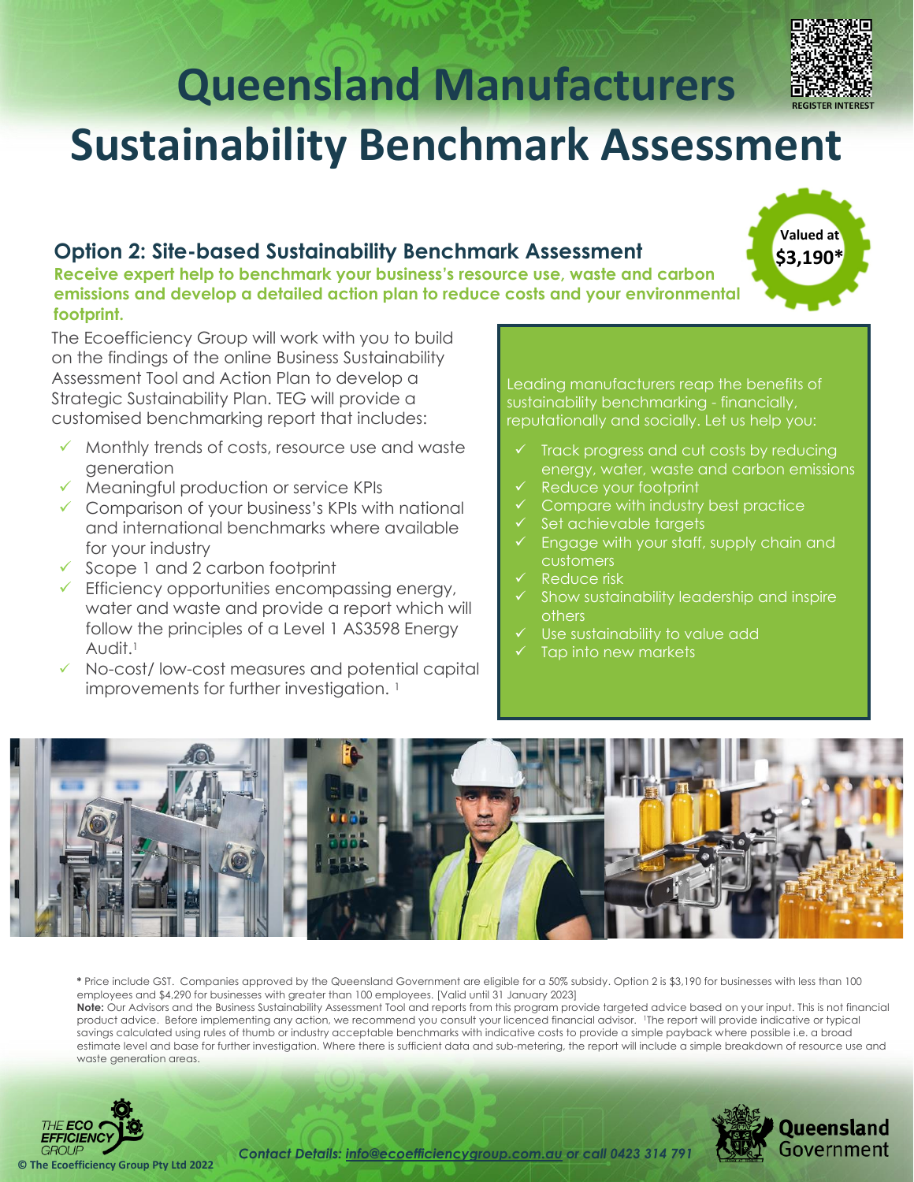# Queensland Manufacturers Sustainability Benchmark Assessment

REGISTER INTEREST

## Option 2: Site-based Sustainability Benchmark Assessment

Valued at **$3,190***

**Receive expert help to benchmark your business's resource use, waste and carbon emissions and develop a detailed action plan to reduce costs and your environmental footprint.**

The Ecoefficiency Group will work with you to build on the findings of the online Business Sustainability Assessment Tool and Action Plan to develop a Strategic Sustainability Plan. TEG will provide a customised benchmarking report that includes:

- ✓ Monthly trends of costs, resource use and waste generation
- ✓ Meaningful production or service KPIs
- ✓ Comparison of your business's KPIs with national and international benchmarks where available for your industry
- ✓ Scope 1 and 2 carbon footprint
- ✓ Efficiency opportunities encompassing energy, water and waste and provide a report which will follow the principles of a Level 1 AS3598 Energy Audit.[1]
- ✓ No-cost/ low-cost measures and potential capital improvements for further investigation. [1]

Leading manufacturers reap the benefits of sustainability benchmarking - financially, reputationally and socially. Let us help you:

- ✓ Track progress and cut costs by reducing energy, water, waste and carbon emissions
- ✓ Reduce your footprint
- ✓ Compare with industry best practice
- ✓ Set achievable targets
- ✓ Engage with your staff, supply chain and customers
- ✓ Reduce risk
- ✓ Show sustainability leadership and inspire others
- ✓ Use sustainability to value add
- ✓ Tap into new markets

**\*** Price include GST. Companies approved by the Queensland Government are eligible for a 50% subsidy. Option 2 is $3,190 for businesses with less than 100 employees and $4,290 for businesses with greater than 100 employees. [Valid until 31 January 2023]

**Note:** Our Advisors and the Business Sustainability Assessment Tool and reports from this program provide targeted advice based on your input. This is not financial product advice. Before implementing any action, we recommend you consult your licenced financial advisor. [1]The report will provide indicative or typical savings calculated using rules of thumb or industry acceptable benchmarks with indicative costs to provide a simple payback where possible i.e. a broad estimate level and base for further investigation. Where there is sufficient data and sub-metering, the report will include a simple breakdown of resource use and waste generation areas.

*Contact Details: info@ecoefficiencygroup.com.au or call 0423 314 791*

THE ECO EFFICIENCY GROUP

© The Ecoefficiency Group Pty Ltd 2022

Queensland Government